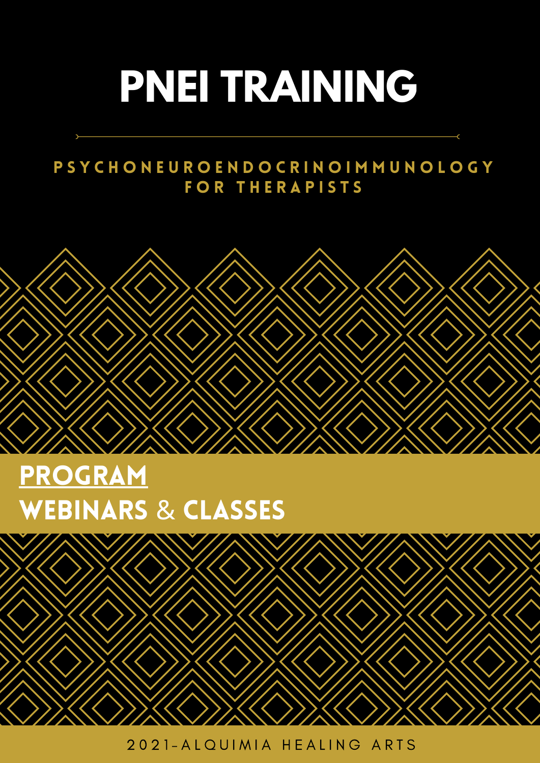# PNEI TRAINING

## PSYCHONEUROENDOCRINOIMMUNOLOGY FOR THERAPISTS

## PROGRAM

## WEBINARS & CLASSES

2021-ALQUIMIA HEALING ARTS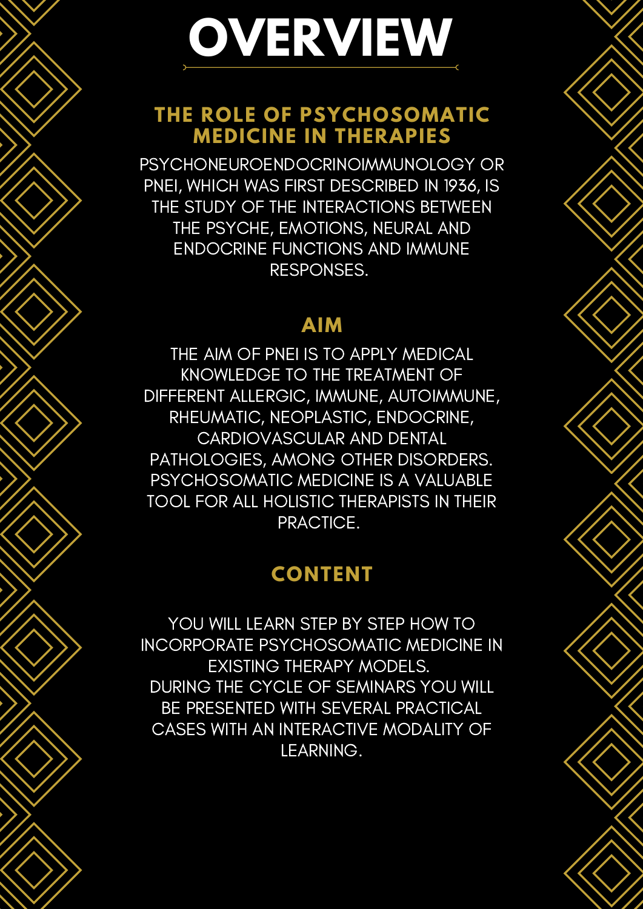# OVERVIEW

## THE ROLE OF PSYCHOSOMATIC MEDICINE IN THERAPIES

PSYCHONEUROENDOCRINOIMMUNOLOGY OR PNEI, WHICH WAS FIRST DESCRIBED IN 1936, IS THE STUDY OF THE INTERACTIONS BETWEEN THE PSYCHE, EMOTIONS, NEURAL AND ENDOCRINE FUNCTIONS AND IMMUNE RESPONSES.

## AIM

THE AIM OF PNEI IS TO APPLY MEDICAL KNOWLEDGE TO THE TREATMENT OF DIFFERENT ALLERGIC, IMMUNE, AUTOIMMUNE, RHEUMATIC, NEOPLASTIC, ENDOCRINE, CARDIOVASCULAR AND DENTAL PATHOLOGIES, AMONG OTHER DISORDERS. PSYCHOSOMATIC MEDICINE IS A VALUABLE TOOL FOR ALL HOLISTIC THERAPISTS IN THEIR PRACTICE.

## CONTENT

YOU WILL LEARN STEP BY STEP HOW TO INCORPORATE PSYCHOSOMATIC MEDICINE IN EXISTING THERAPY MODELS.
DURING THE CYCLE OF SEMINARS YOU WILL BE PRESENTED WITH SEVERAL PRACTICAL CASES WITH AN INTERACTIVE MODALITY OF LEARNING.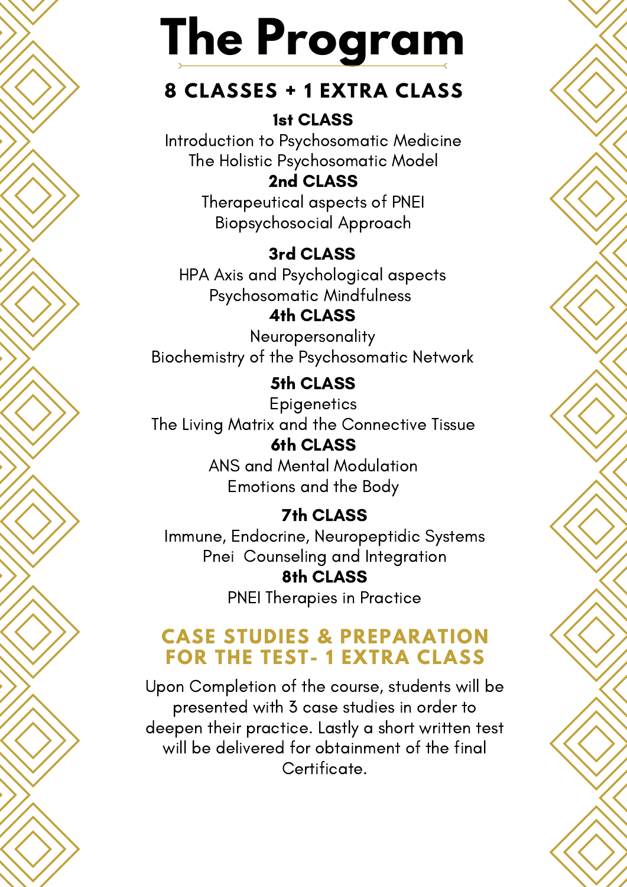# The Program

## 8 CLASSES + 1 EXTRA CLASS

### 1st CLASS

Introduction to Psychosomatic Medicine
The Holistic Psychosomatic Model

### 2nd CLASS

Therapeutical aspects of PNEI
Biopsychosocial Approach

### 3rd CLASS

HPA Axis and Psychological aspects
Psychosomatic Mindfulness

### 4th CLASS

Neuropersonality
Biochemistry of the Psychosomatic Network

### 5th CLASS

Epigenetics
The Living Matrix and the Connective Tissue

### 6th CLASS

ANS and Mental Modulation
Emotions and the Body

### 7th CLASS

Immune, Endocrine, Neuropeptidic Systems
Pnei Counseling and Integration

### 8th CLASS

PNEI Therapies in Practice

## CASE STUDIES & PREPARATION FOR THE TEST- 1 EXTRA CLASS

Upon Completion of the course, students will be presented with 3 case studies in order to deepen their practice. Lastly a short written test will be delivered for obtainment of the final Certificate.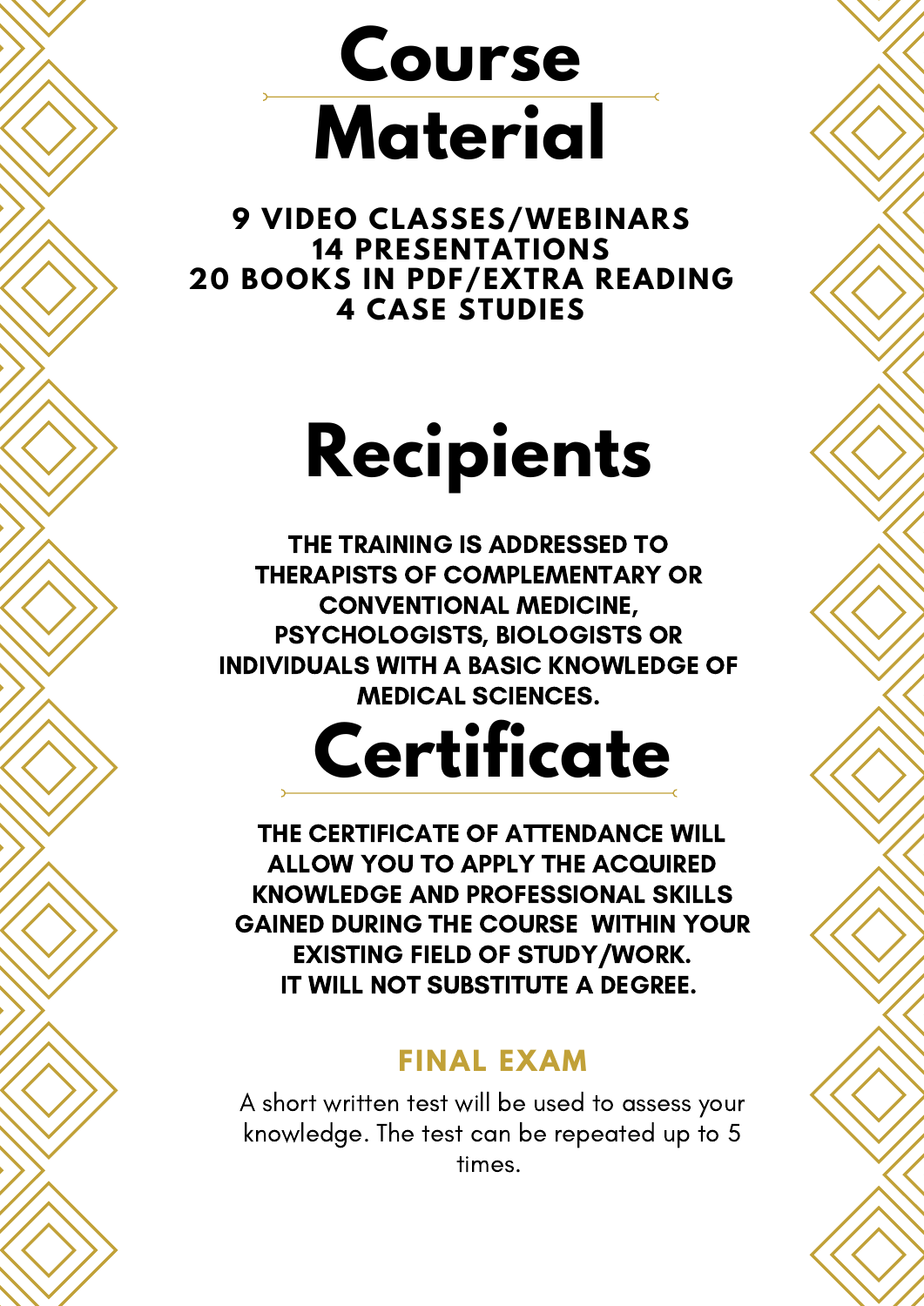# Course Material

**9 VIDEO CLASSES/WEBINARS**
**14 PRESENTATIONS**
**20 BOOKS IN PDF/EXTRA READING**
**4 CASE STUDIES**

# Recipients

**THE TRAINING IS ADDRESSED TO THERAPISTS OF COMPLEMENTARY OR CONVENTIONAL MEDICINE, PSYCHOLOGISTS, BIOLOGISTS OR INDIVIDUALS WITH A BASIC KNOWLEDGE OF MEDICAL SCIENCES.**

# Certificate

**THE CERTIFICATE OF ATTENDANCE WILL ALLOW YOU TO APPLY THE ACQUIRED KNOWLEDGE AND PROFESSIONAL SKILLS GAINED DURING THE COURSE WITHIN YOUR EXISTING FIELD OF STUDY/WORK.**
**IT WILL NOT SUBSTITUTE A DEGREE.**

## FINAL EXAM

A short written test will be used to assess your knowledge. The test can be repeated up to 5 times.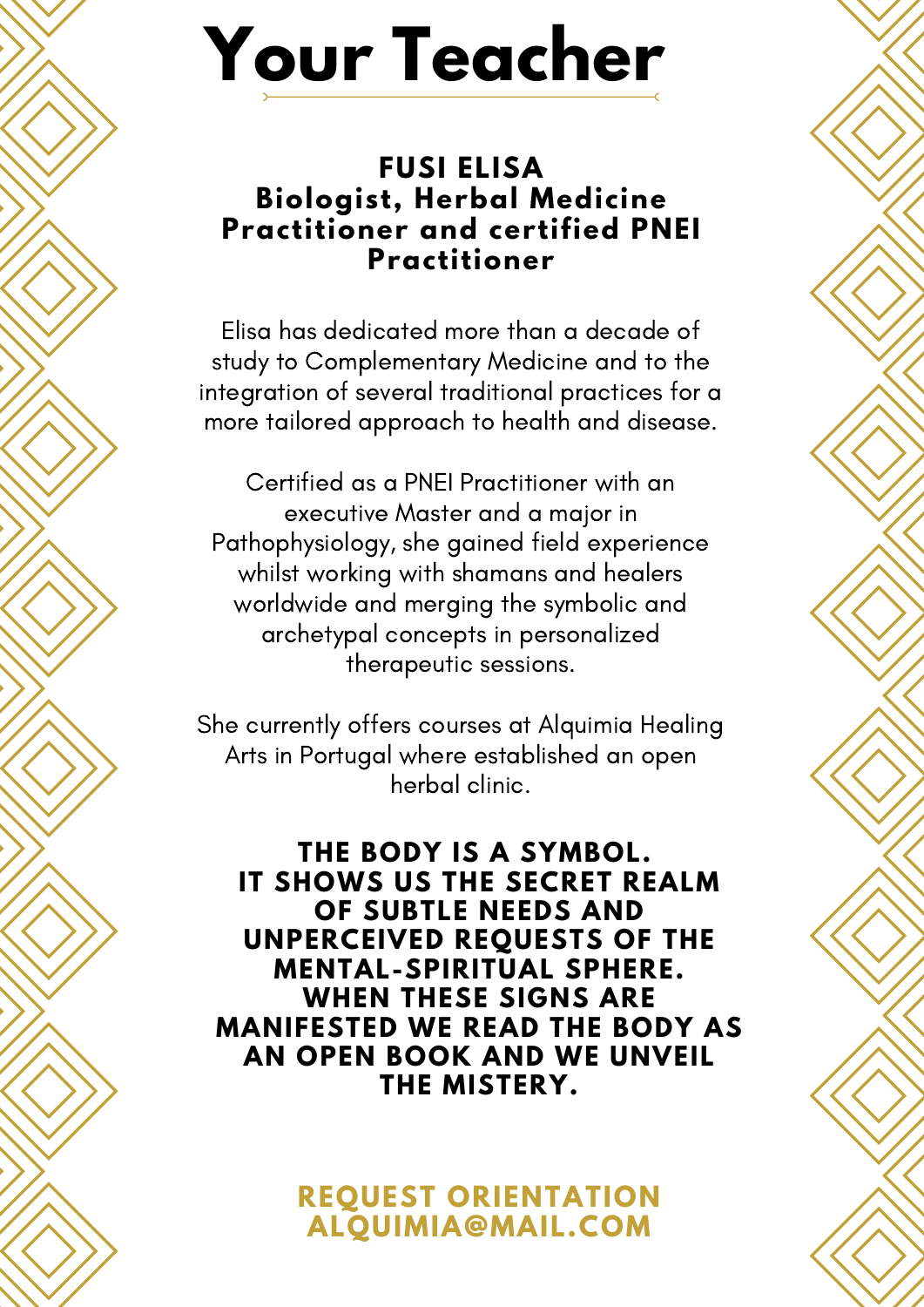# Your Teacher

**FUSI ELISA**
**Biologist, Herbal Medicine Practitioner and certified PNEI Practitioner**

Elisa has dedicated more than a decade of study to Complementary Medicine and to the integration of several traditional practices for a more tailored approach to health and disease.

Certified as a PNEI Practitioner with an executive Master and a major in Pathophysiology, she gained field experience whilst working with shamans and healers worldwide and merging the symbolic and archetypal concepts in personalized therapeutic sessions.

She currently offers courses at Alquimia Healing Arts in Portugal where established an open herbal clinic.

**THE BODY IS A SYMBOL. IT SHOWS US THE SECRET REALM OF SUBTLE NEEDS AND UNPERCEIVED REQUESTS OF THE MENTAL-SPIRITUAL SPHERE. WHEN THESE SIGNS ARE MANIFESTED WE READ THE BODY AS AN OPEN BOOK AND WE UNVEIL THE MISTERY.**

**REQUEST ORIENTATION**
**ALQUIMIA@MAIL.COM**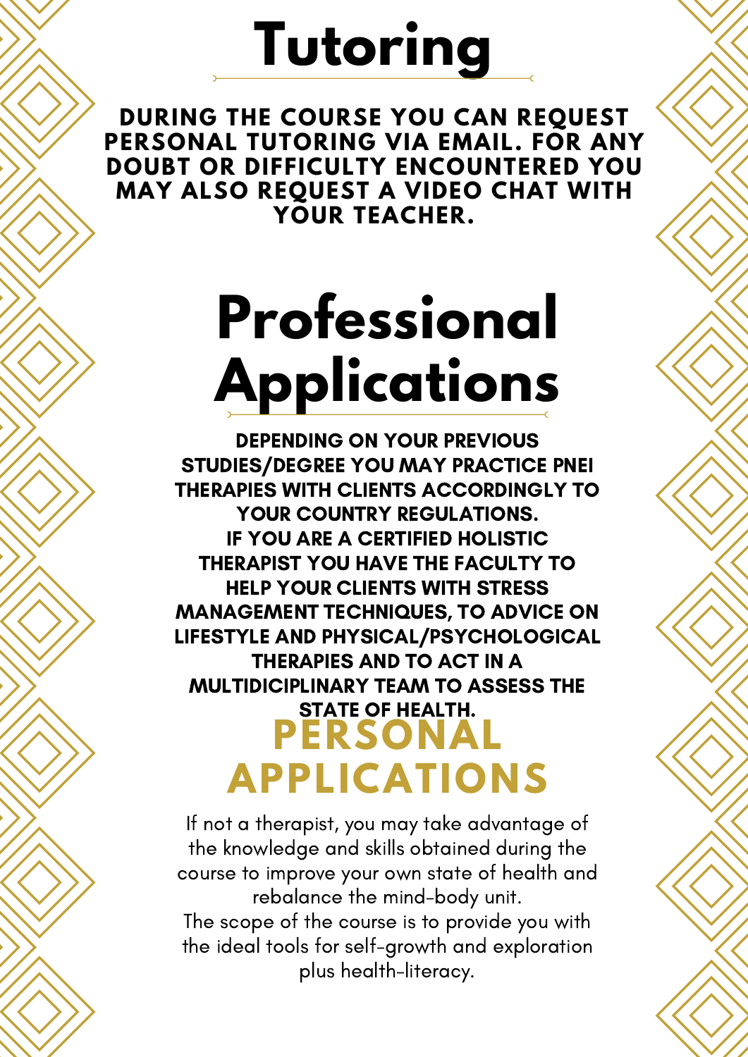# Tutoring

**DURING THE COURSE YOU CAN REQUEST PERSONAL TUTORING VIA EMAIL. FOR ANY DOUBT OR DIFFICULTY ENCOUNTERED YOU MAY ALSO REQUEST A VIDEO CHAT WITH YOUR TEACHER.**

# Professional Applications

**DEPENDING ON YOUR PREVIOUS STUDIES/DEGREE YOU MAY PRACTICE PNEI THERAPIES WITH CLIENTS ACCORDINGLY TO YOUR COUNTRY REGULATIONS.**
**IF YOU ARE A CERTIFIED HOLISTIC THERAPIST YOU HAVE THE FACULTY TO HELP YOUR CLIENTS WITH STRESS MANAGEMENT TECHNIQUES, TO ADVICE ON LIFESTYLE AND PHYSICAL/PSYCHOLOGICAL THERAPIES AND TO ACT IN A MULTIDICIPLINARY TEAM TO ASSESS THE STATE OF HEALTH.**

# PERSONAL APPLICATIONS

If not a therapist, you may take advantage of the knowledge and skills obtained during the course to improve your own state of health and rebalance the mind-body unit.
The scope of the course is to provide you with the ideal tools for self-growth and exploration plus health-literacy.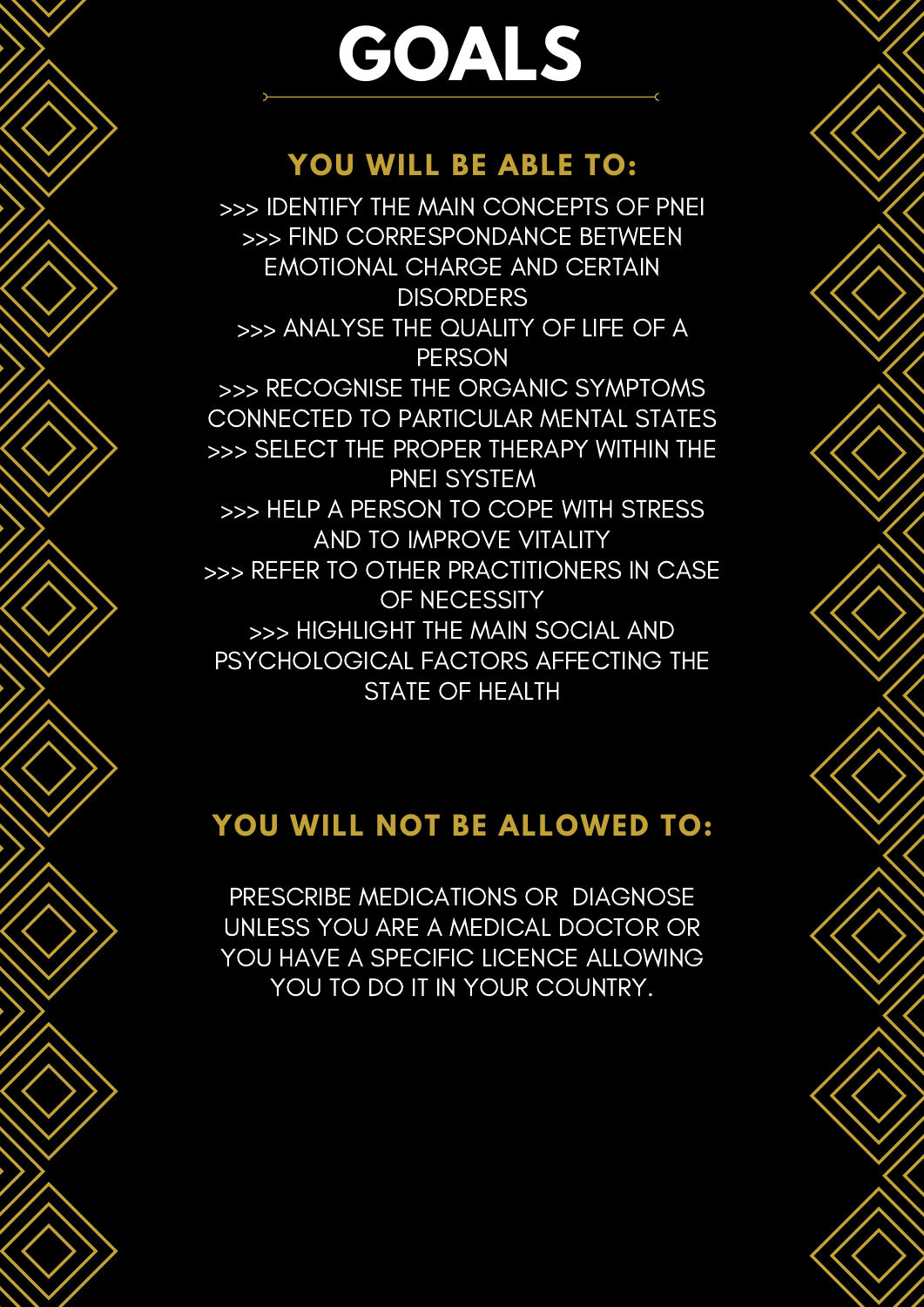# GOALS

## YOU WILL BE ABLE TO:

>>> IDENTIFY THE MAIN CONCEPTS OF PNEI
>>> FIND CORRESPONDANCE BETWEEN EMOTIONAL CHARGE AND CERTAIN DISORDERS
>>> ANALYSE THE QUALITY OF LIFE OF A PERSON
>>> RECOGNISE THE ORGANIC SYMPTOMS CONNECTED TO PARTICULAR MENTAL STATES
>>> SELECT THE PROPER THERAPY WITHIN THE PNEI SYSTEM
>>> HELP A PERSON TO COPE WITH STRESS AND TO IMPROVE VITALITY
>>> REFER TO OTHER PRACTITIONERS IN CASE OF NECESSITY
>>> HIGHLIGHT THE MAIN SOCIAL AND PSYCHOLOGICAL FACTORS AFFECTING THE STATE OF HEALTH

## YOU WILL NOT BE ALLOWED TO:

PRESCRIBE MEDICATIONS OR DIAGNOSE UNLESS YOU ARE A MEDICAL DOCTOR OR YOU HAVE A SPECIFIC LICENCE ALLOWING YOU TO DO IT IN YOUR COUNTRY.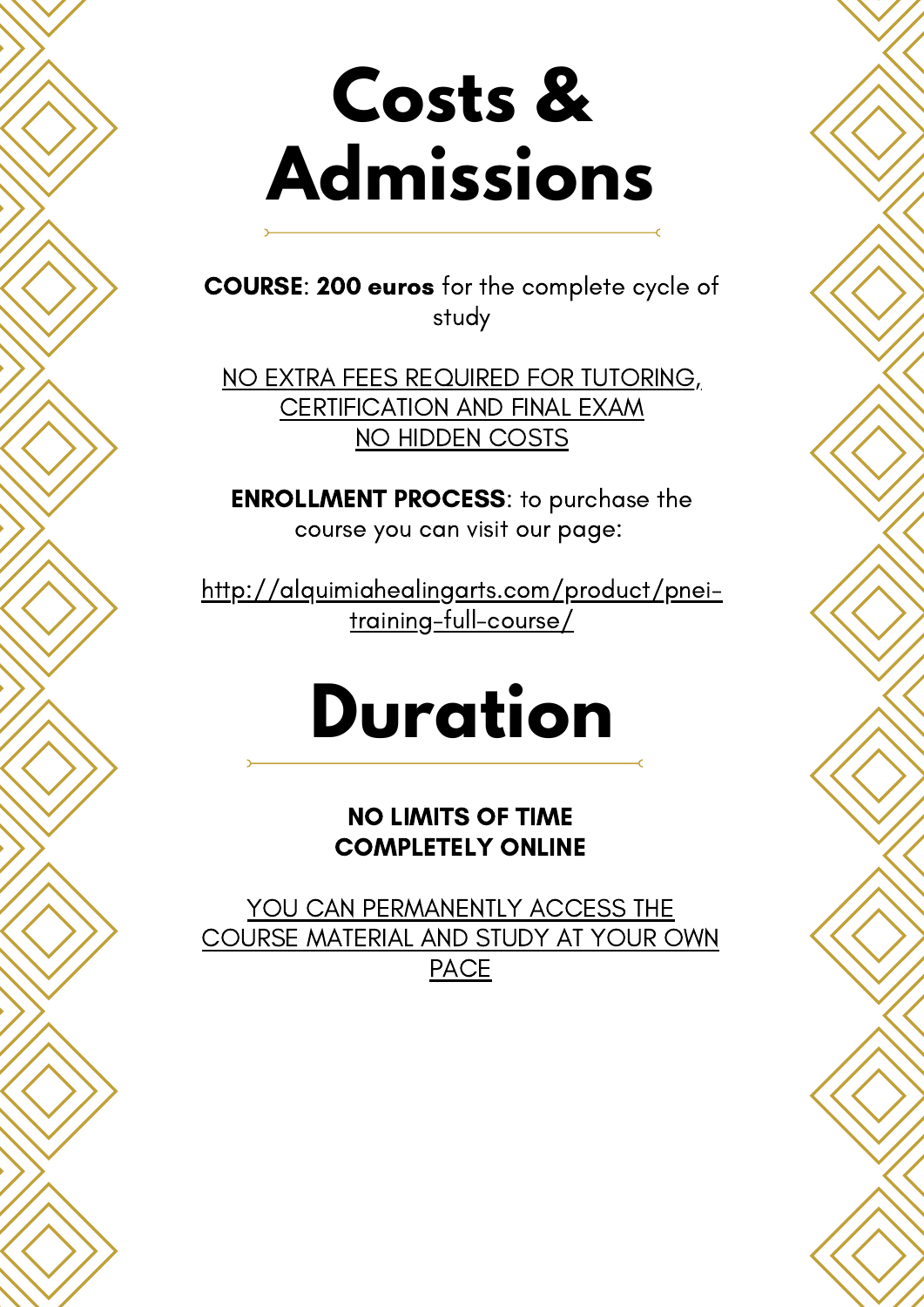# Costs & Admissions

**COURSE**: **200 euros** for the complete cycle of study

NO EXTRA FEES REQUIRED FOR TUTORING, CERTIFICATION AND FINAL EXAM
NO HIDDEN COSTS

**ENROLLMENT PROCESS**: to purchase the course you can visit our page:

http://alquimiahealingarts.com/product/pnei-training-full-course/

# Duration

**NO LIMITS OF TIME**
**COMPLETELY ONLINE**

YOU CAN PERMANENTLY ACCESS THE COURSE MATERIAL AND STUDY AT YOUR OWN PACE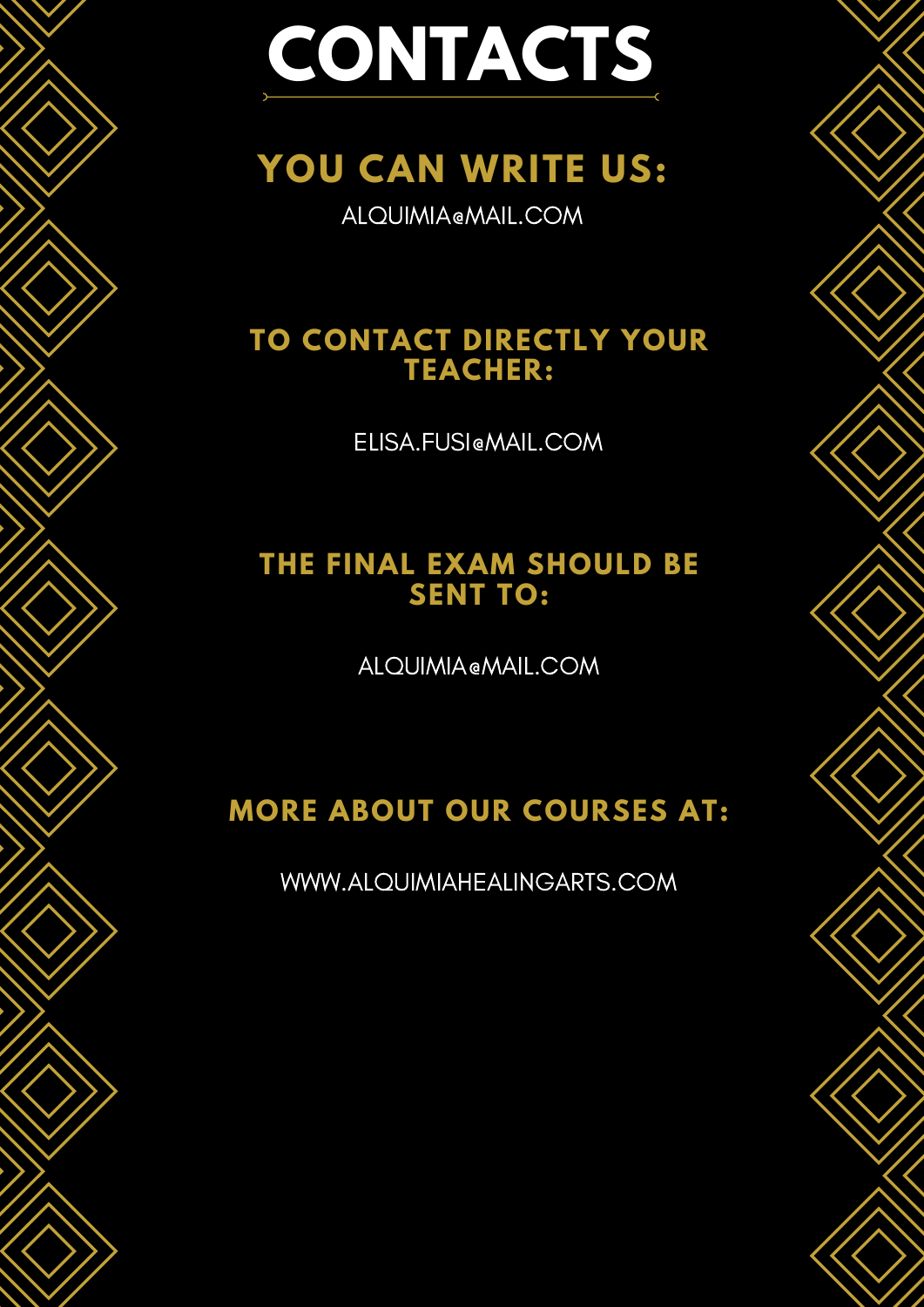# CONTACTS

## YOU CAN WRITE US:

ALQUIMIA@MAIL.COM

## TO CONTACT DIRECTLY YOUR TEACHER:

ELISA.FUSI@MAIL.COM

## THE FINAL EXAM SHOULD BE SENT TO:

ALQUIMIA@MAIL.COM

## MORE ABOUT OUR COURSES AT:

WWW.ALQUIMIAHEALINGARTS.COM